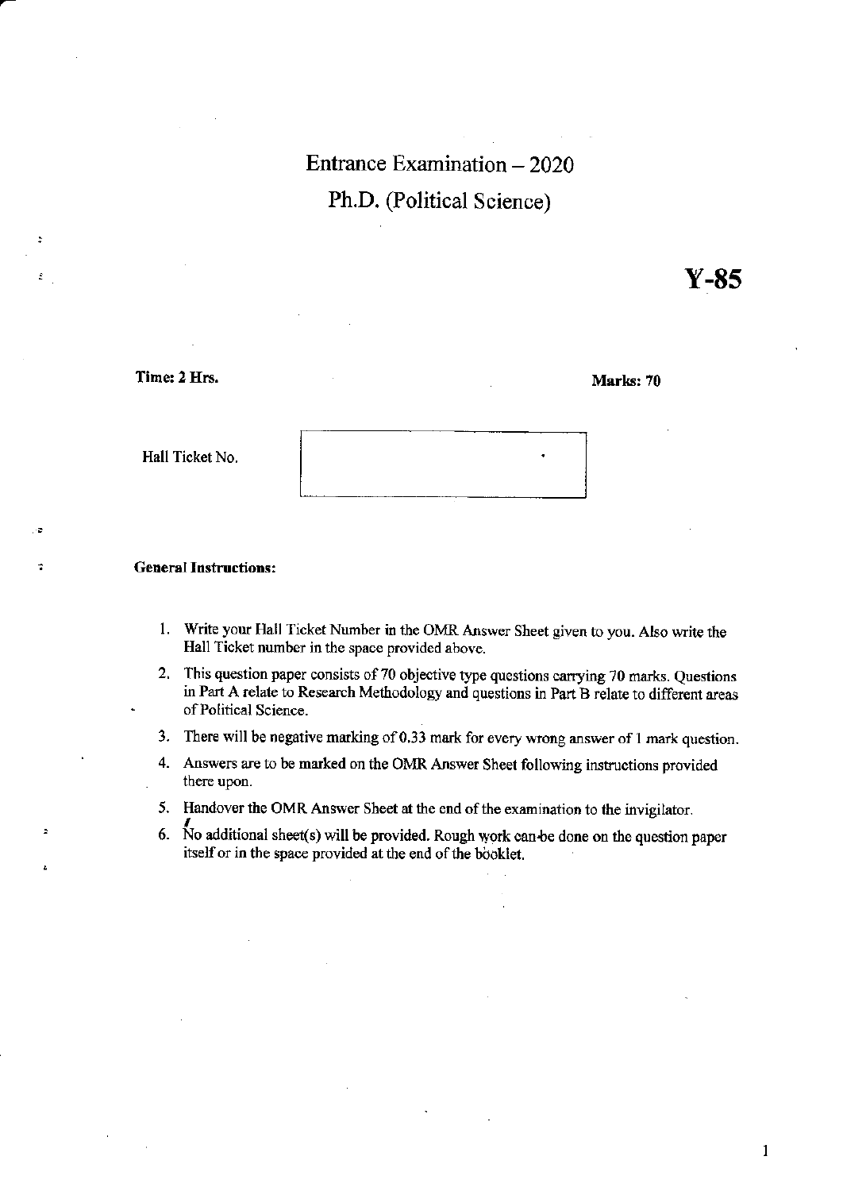# Entrance Examination – 2020

## Ph.D. (Political Science)

**Y-85**

**Time: 2 Hrs.** **Marks: 70**

Hall Ticket No.

**General Instructions:**

1. Write your Hall Ticket Number in the OMR Answer Sheet given to you. Also write the Hall Ticket number in the space provided above.
2. This question paper consists of 70 objective type questions carrying 70 marks. Questions in Part A relate to Research Methodology and questions in Part B relate to different areas of Political Science.
3. There will be negative marking of 0.33 mark for every wrong answer of 1 mark question.
4. Answers are to be marked on the OMR Answer Sheet following instructions provided there upon.
5. Handover the OMR Answer Sheet at the end of the examination to the invigilator.
6. No additional sheet(s) will be provided. Rough work can be done on the question paper itself or in the space provided at the end of the booklet.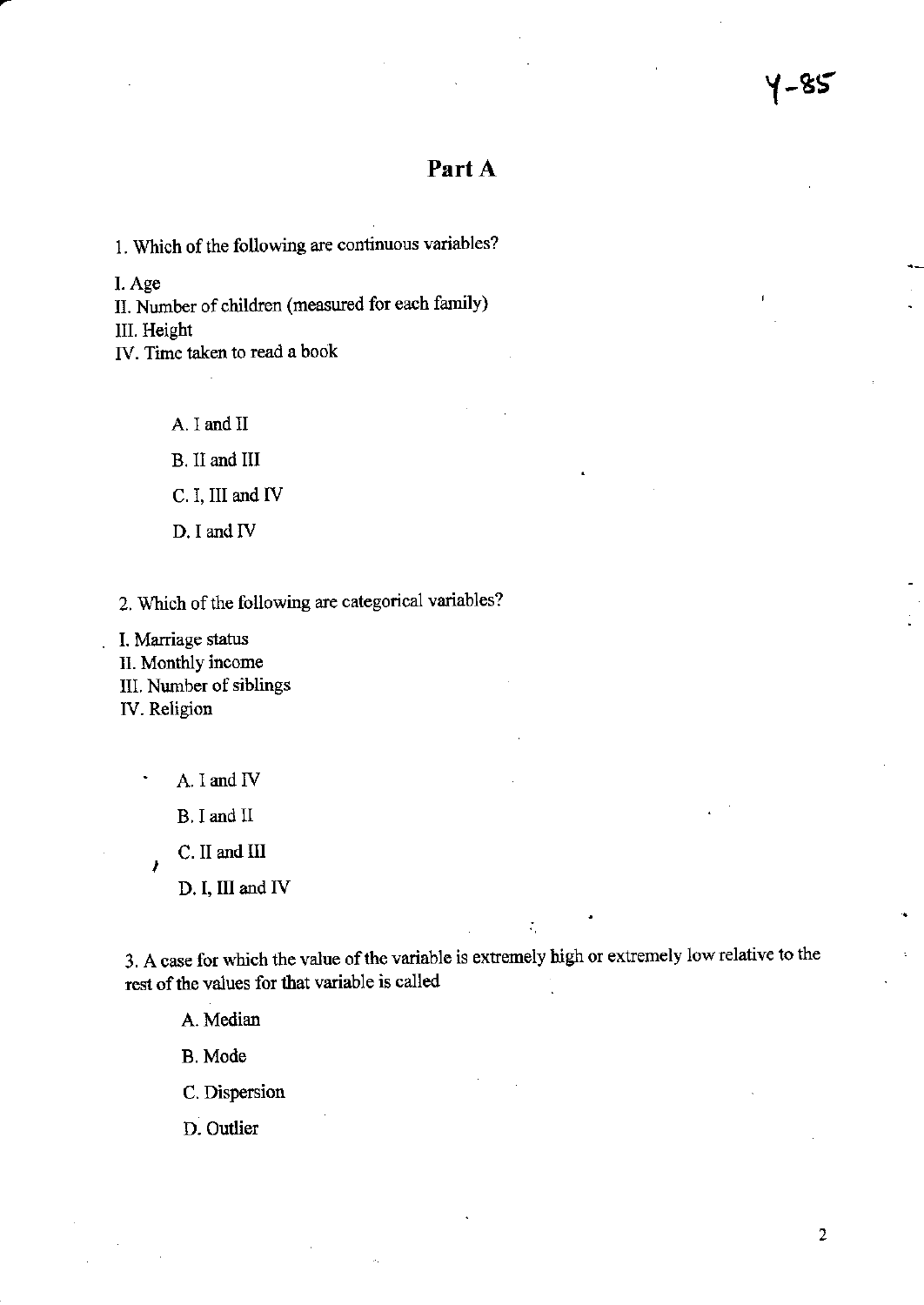# Part A

1. Which of the following are continuous variables?

I. Age
II. Number of children (measured for each family)
III. Height
IV. Time taken to read a book

A. I and II

B. II and III

C. I, III and IV

D. I and IV

2. Which of the following are categorical variables?

I. Marriage status
II. Monthly income
III. Number of siblings
IV. Religion

A. I and IV

B. I and II

C. II and III

D. I, III and IV

3. A case for which the value of the variable is extremely high or extremely low relative to the rest of the values for that variable is called

A. Median

B. Mode

C. Dispersion

D. Outlier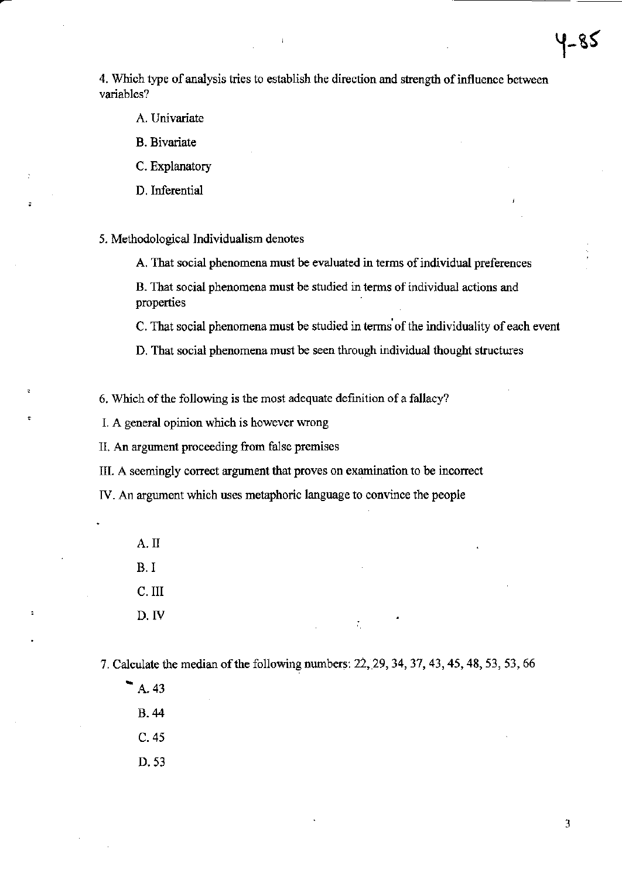4. Which type of analysis tries to establish the direction and strength of influence between variables?

A. Univariate

B. Bivariate

C. Explanatory

D. Inferential

5. Methodological Individualism denotes

A. That social phenomena must be evaluated in terms of individual preferences

B. That social phenomena must be studied in terms of individual actions and properties

C. That social phenomena must be studied in terms of the individuality of each event

D. That social phenomena must be seen through individual thought structures

6. Which of the following is the most adequate definition of a fallacy?

I. A general opinion which is however wrong

II. An argument proceeding from false premises

III. A seemingly correct argument that proves on examination to be incorrect

IV. An argument which uses metaphoric language to convince the people

A. II

B. I

C. III

D. IV

7. Calculate the median of the following numbers: 22, 29, 34, 37, 43, 45, 48, 53, 53, 66

A. 43

B. 44

C. 45

D. 53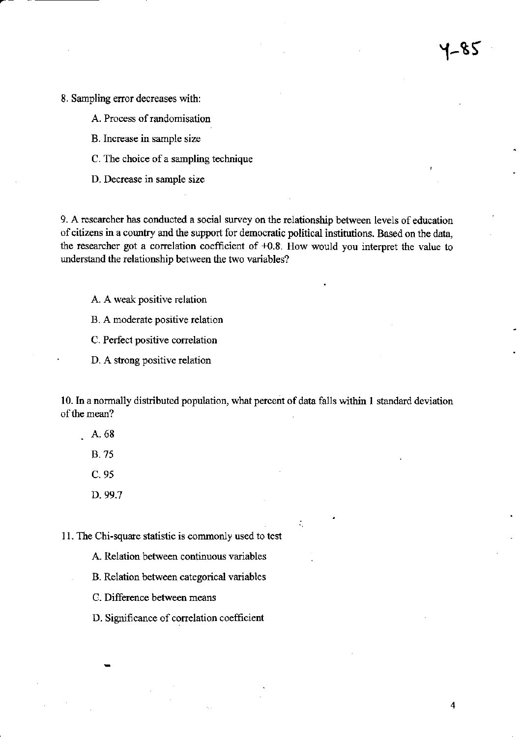8. Sampling error decreases with:

A. Process of randomisation

B. Increase in sample size

C. The choice of a sampling technique

D. Decrease in sample size

9. A researcher has conducted a social survey on the relationship between levels of education of citizens in a country and the support for democratic political institutions. Based on the data, the researcher got a correlation coefficient of +0.8. How would you interpret the value to understand the relationship between the two variables?

A. A weak positive relation

B. A moderate positive relation

C. Perfect positive correlation

D. A strong positive relation

10. In a normally distributed population, what percent of data falls within 1 standard deviation of the mean?

A. 68

B. 75

C. 95

D. 99.7

11. The Chi-square statistic is commonly used to test

A. Relation between continuous variables

B. Relation between categorical variables

C. Difference between means

D. Significance of correlation coefficient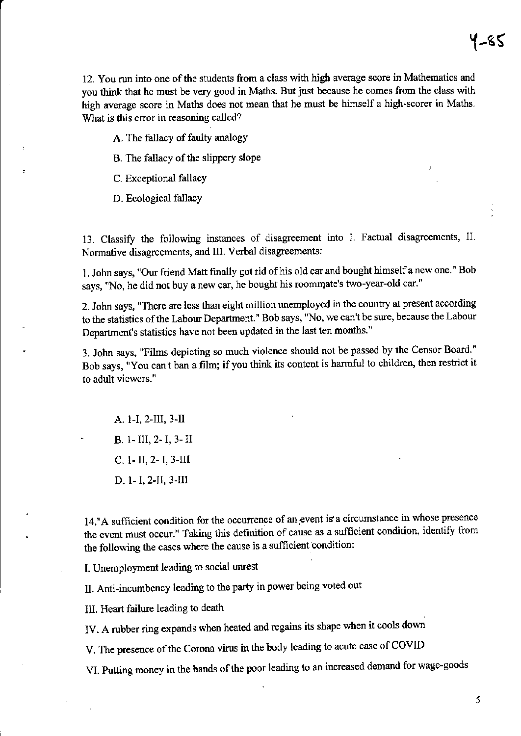12. You run into one of the students from a class with high average score in Mathematics and you think that he must be very good in Maths. But just because he comes from the class with high average score in Maths does not mean that he must be himself a high-scorer in Maths. What is this error in reasoning called?

A. The fallacy of faulty analogy

B. The fallacy of the slippery slope

C. Exceptional fallacy

D. Ecological fallacy

13. Classify the following instances of disagreement into I. Factual disagreements, II. Normative disagreements, and III. Verbal disagreements:

1. John says, "Our friend Matt finally got rid of his old car and bought himself a new one." Bob says, "No, he did not buy a new car, he bought his roommate's two-year-old car."

2. John says, "There are less than eight million unemployed in the country at present according to the statistics of the Labour Department." Bob says, "No, we can't be sure, because the Labour Department's statistics have not been updated in the last ten months."

3. John says, "Films depicting so much violence should not be passed by the Censor Board." Bob says, "You can't ban a film; if you think its content is harmful to children, then restrict it to adult viewers."

A. 1-I, 2-III, 3-II

B. 1- III, 2- I, 3- II

C. 1- II, 2- I, 3-III

D. 1- I, 2-II, 3-III

14."A sufficient condition for the occurrence of an event is a circumstance in whose presence the event must occur." Taking this definition of cause as a sufficient condition, identify from the following the cases where the cause is a sufficient condition:

I. Unemployment leading to social unrest

II. Anti-incumbency leading to the party in power being voted out

III. Heart failure leading to death

IV. A rubber ring expands when heated and regains its shape when it cools down

V. The presence of the Corona virus in the body leading to acute case of COVID

VI. Putting money in the hands of the poor leading to an increased demand for wage-goods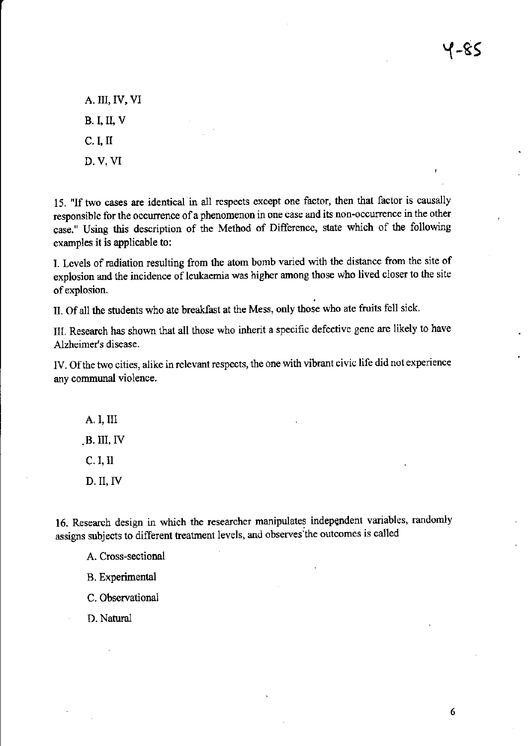Y-85

A. III, IV, VI

B. I, II, V

C. I, II

D. V, VI

15. "If two cases are identical in all respects except one factor, then that factor is causally responsible for the occurrence of a phenomenon in one case and its non-occurrence in the other case." Using this description of the Method of Difference, state which of the following examples it is applicable to:

I. Levels of radiation resulting from the atom bomb varied with the distance from the site of explosion and the incidence of leukaemia was higher among those who lived closer to the site of explosion.

II. Of all the students who ate breakfast at the Mess, only those who ate fruits fell sick.

III. Research has shown that all those who inherit a specific defective gene are likely to have Alzheimer's disease.

IV. Of the two cities, alike in relevant respects, the one with vibrant civic life did not experience any communal violence.

A. I, III

B. III, IV

C. I, II

D. II, IV

16. Research design in which the researcher manipulates independent variables, randomly assigns subjects to different treatment levels, and observes the outcomes is called

A. Cross-sectional

B. Experimental

C. Observational

D. Natural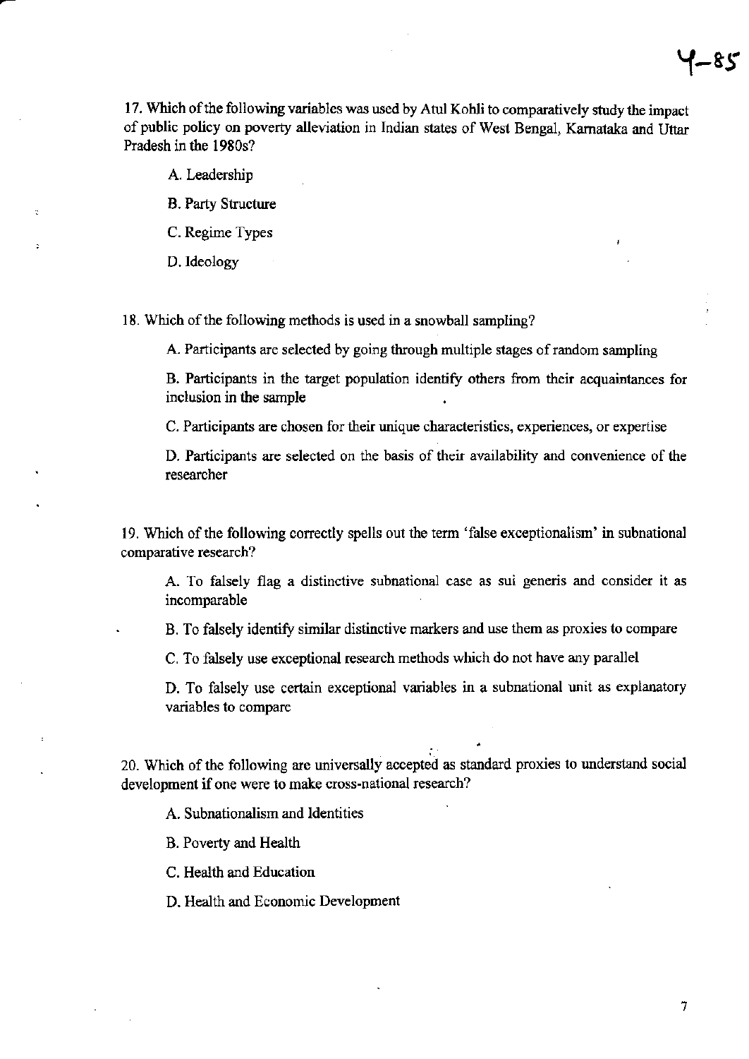17. Which of the following variables was used by Atul Kohli to comparatively study the impact of public policy on poverty alleviation in Indian states of West Bengal, Karnataka and Uttar Pradesh in the 1980s?

A. Leadership

B. Party Structure

C. Regime Types

D. Ideology

18. Which of the following methods is used in a snowball sampling?

A. Participants are selected by going through multiple stages of random sampling

B. Participants in the target population identify others from their acquaintances for inclusion in the sample

C. Participants are chosen for their unique characteristics, experiences, or expertise

D. Participants are selected on the basis of their availability and convenience of the researcher

19. Which of the following correctly spells out the term 'false exceptionalism' in subnational comparative research?

A. To falsely flag a distinctive subnational case as sui generis and consider it as incomparable

B. To falsely identify similar distinctive markers and use them as proxies to compare

C. To falsely use exceptional research methods which do not have any parallel

D. To falsely use certain exceptional variables in a subnational unit as explanatory variables to compare

20. Which of the following are universally accepted as standard proxies to understand social development if one were to make cross-national research?

A. Subnationalism and Identities

B. Poverty and Health

C. Health and Education

D. Health and Economic Development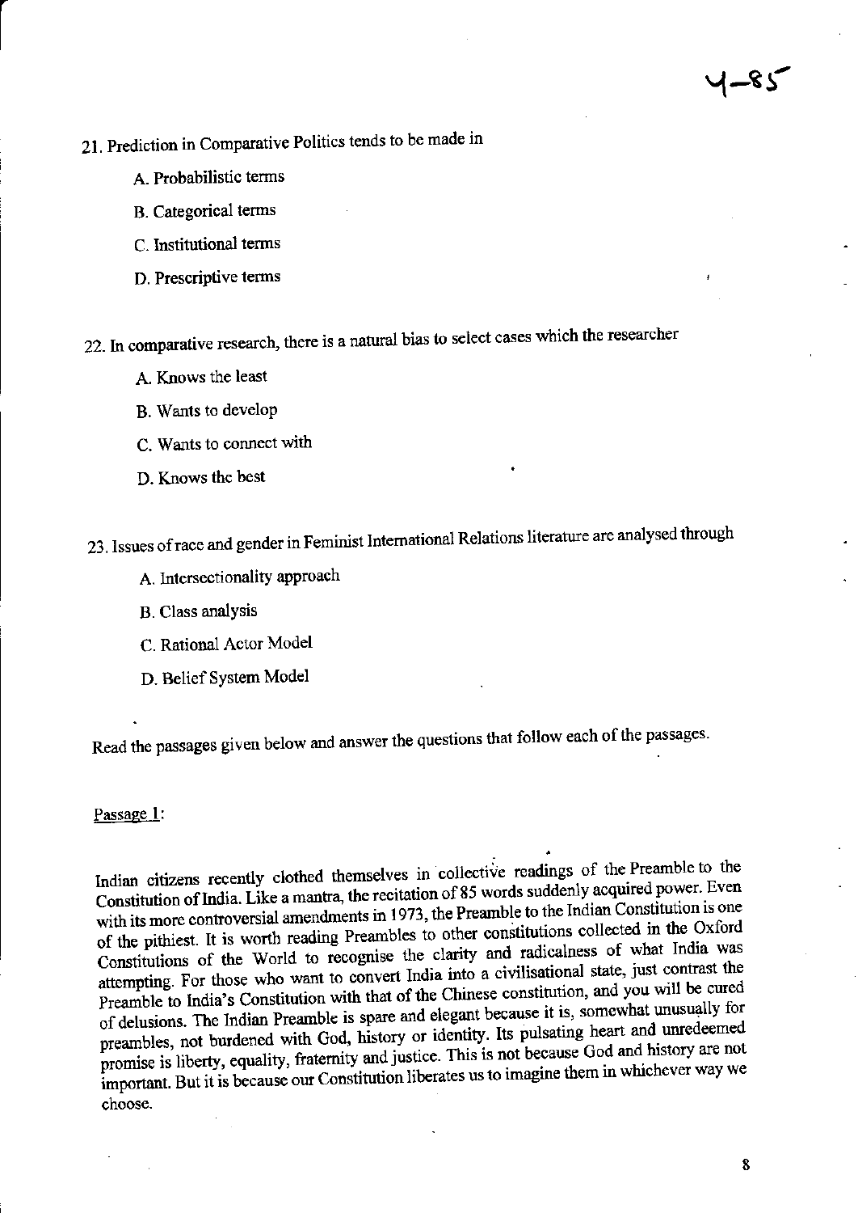21. Prediction in Comparative Politics tends to be made in

    A. Probabilistic terms

    B. Categorical terms

    C. Institutional terms

    D. Prescriptive terms

22. In comparative research, there is a natural bias to select cases which the researcher

    A. Knows the least

    B. Wants to develop

    C. Wants to connect with

    D. Knows the best

23. Issues of race and gender in Feminist International Relations literature are analysed through

    A. Intersectionality approach

    B. Class analysis

    C. Rational Actor Model

    D. Belief System Model

Read the passages given below and answer the questions that follow each of the passages.

Passage 1:

Indian citizens recently clothed themselves in collective readings of the Preamble to the Constitution of India. Like a mantra, the recitation of 85 words suddenly acquired power. Even with its more controversial amendments in 1973, the Preamble to the Indian Constitution is one of the pithiest. It is worth reading Preambles to other constitutions collected in the Oxford Constitutions of the World to recognise the clarity and radicalness of what India was attempting. For those who want to convert India into a civilisational state, just contrast the Preamble to India's Constitution with that of the Chinese constitution, and you will be cured of delusions. The Indian Preamble is spare and elegant because it is, somewhat unusually for preambles, not burdened with God, history or identity. Its pulsating heart and unredeemed promise is liberty, equality, fraternity and justice. This is not because God and history are not important. But it is because our Constitution liberates us to imagine them in whichever way we choose.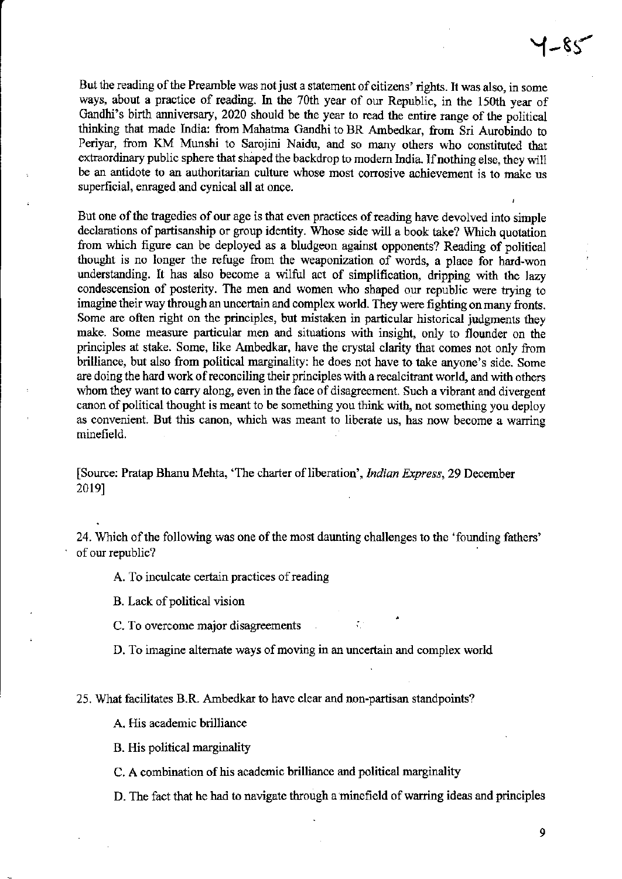But the reading of the Preamble was not just a statement of citizens' rights. It was also, in some ways, about a practice of reading. In the 70th year of our Republic, in the 150th year of Gandhi's birth anniversary, 2020 should be the year to read the entire range of the political thinking that made India: from Mahatma Gandhi to BR Ambedkar, from Sri Aurobindo to Periyar, from KM Munshi to Sarojini Naidu, and so many others who constituted that extraordinary public sphere that shaped the backdrop to modern India. If nothing else, they will be an antidote to an authoritarian culture whose most corrosive achievement is to make us superficial, enraged and cynical all at once.

But one of the tragedies of our age is that even practices of reading have devolved into simple declarations of partisanship or group identity. Whose side will a book take? Which quotation from which figure can be deployed as a bludgeon against opponents? Reading of political thought is no longer the refuge from the weaponization of words, a place for hard-won understanding. It has also become a wilful act of simplification, dripping with the lazy condescension of posterity. The men and women who shaped our republic were trying to imagine their way through an uncertain and complex world. They were fighting on many fronts. Some are often right on the principles, but mistaken in particular historical judgments they make. Some measure particular men and situations with insight, only to flounder on the principles at stake. Some, like Ambedkar, have the crystal clarity that comes not only from brilliance, but also from political marginality: he does not have to take anyone's side. Some are doing the hard work of reconciling their principles with a recalcitrant world, and with others whom they want to carry along, even in the face of disagreement. Such a vibrant and divergent canon of political thought is meant to be something you think with, not something you deploy as convenient. But this canon, which was meant to liberate us, has now become a warring minefield.

[Source: Pratap Bhanu Mehta, 'The charter of liberation', *Indian Express*, 29 December 2019]

24. Which of the following was one of the most daunting challenges to the 'founding fathers' of our republic?

A. To inculcate certain practices of reading

B. Lack of political vision

C. To overcome major disagreements

D. To imagine alternate ways of moving in an uncertain and complex world

25. What facilitates B.R. Ambedkar to have clear and non-partisan standpoints?

A. His academic brilliance

B. His political marginality

C. A combination of his academic brilliance and political marginality

D. The fact that he had to navigate through a minefield of warring ideas and principles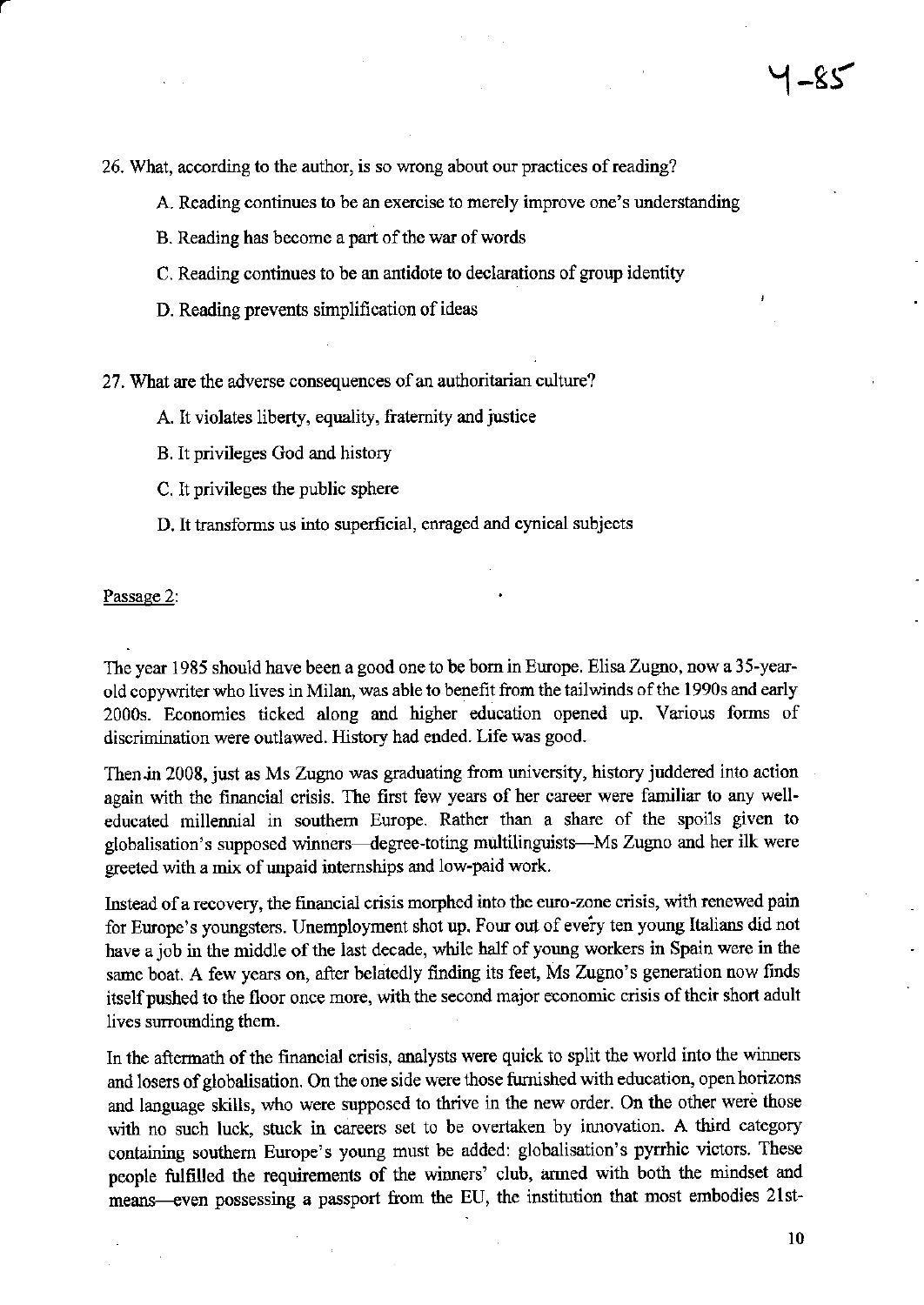26. What, according to the author, is so wrong about our practices of reading?

   A. Reading continues to be an exercise to merely improve one's understanding

   B. Reading has become a part of the war of words

   C. Reading continues to be an antidote to declarations of group identity

   D. Reading prevents simplification of ideas

27. What are the adverse consequences of an authoritarian culture?

   A. It violates liberty, equality, fraternity and justice

   B. It privileges God and history

   C. It privileges the public sphere

   D. It transforms us into superficial, enraged and cynical subjects

Passage 2:

The year 1985 should have been a good one to be born in Europe. Elisa Zugno, now a 35-year-old copywriter who lives in Milan, was able to benefit from the tailwinds of the 1990s and early 2000s. Economies ticked along and higher education opened up. Various forms of discrimination were outlawed. History had ended. Life was good.

Then in 2008, just as Ms Zugno was graduating from university, history juddered into action again with the financial crisis. The first few years of her career were familiar to any well-educated millennial in southern Europe. Rather than a share of the spoils given to globalisation's supposed winners—degree-toting multilinguists—Ms Zugno and her ilk were greeted with a mix of unpaid internships and low-paid work.

Instead of a recovery, the financial crisis morphed into the euro-zone crisis, with renewed pain for Europe's youngsters. Unemployment shot up. Four out of every ten young Italians did not have a job in the middle of the last decade, while half of young workers in Spain were in the same boat. A few years on, after belatedly finding its feet, Ms Zugno's generation now finds itself pushed to the floor once more, with the second major economic crisis of their short adult lives surrounding them.

In the aftermath of the financial crisis, analysts were quick to split the world into the winners and losers of globalisation. On the one side were those furnished with education, open horizons and language skills, who were supposed to thrive in the new order. On the other were those with no such luck, stuck in careers set to be overtaken by innovation. A third category containing southern Europe's young must be added: globalisation's pyrrhic victors. These people fulfilled the requirements of the winners' club, armed with both the mindset and means—even possessing a passport from the EU, the institution that most embodies 21st-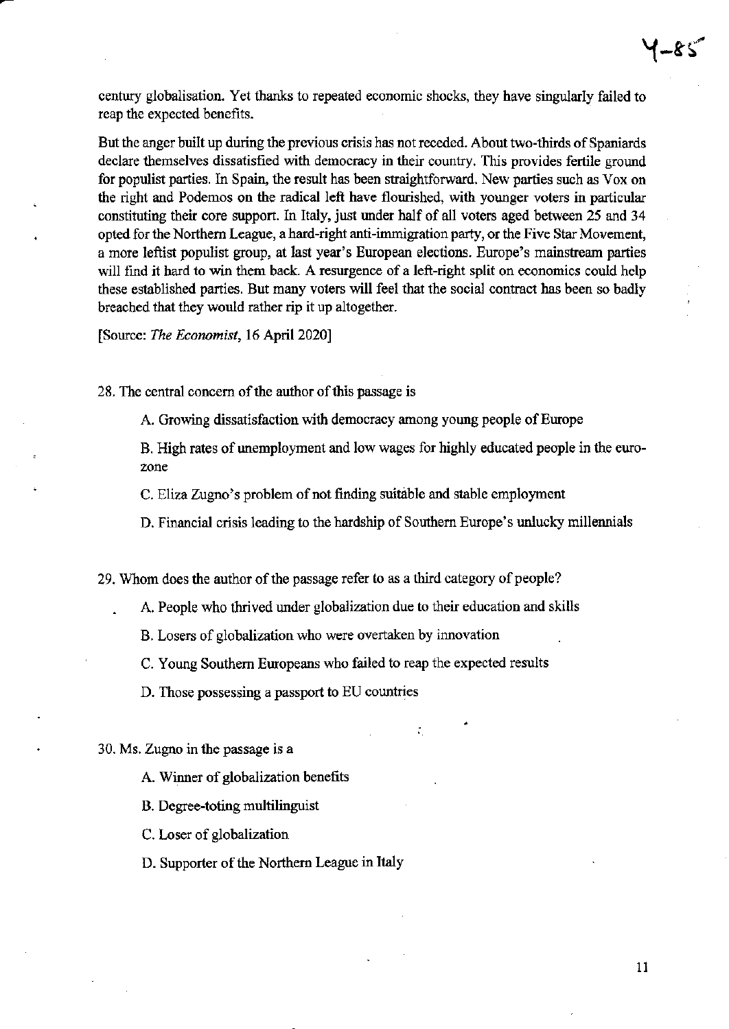century globalisation. Yet thanks to repeated economic shocks, they have singularly failed to reap the expected benefits.

But the anger built up during the previous crisis has not receded. About two-thirds of Spaniards declare themselves dissatisfied with democracy in their country. This provides fertile ground for populist parties. In Spain, the result has been straightforward. New parties such as Vox on the right and Podemos on the radical left have flourished, with younger voters in particular constituting their core support. In Italy, just under half of all voters aged between 25 and 34 opted for the Northern League, a hard-right anti-immigration party, or the Five Star Movement, a more leftist populist group, at last year's European elections. Europe's mainstream parties will find it hard to win them back. A resurgence of a left-right split on economics could help these established parties. But many voters will feel that the social contract has been so badly breached that they would rather rip it up altogether.

[Source: *The Economist*, 16 April 2020]

28. The central concern of the author of this passage is

    A. Growing dissatisfaction with democracy among young people of Europe

    B. High rates of unemployment and low wages for highly educated people in the euro-zone

    C. Eliza Zugno's problem of not finding suitable and stable employment

    D. Financial crisis leading to the hardship of Southern Europe's unlucky millennials

29. Whom does the author of the passage refer to as a third category of people?

    A. People who thrived under globalization due to their education and skills

    B. Losers of globalization who were overtaken by innovation

    C. Young Southern Europeans who failed to reap the expected results

    D. Those possessing a passport to EU countries

30. Ms. Zugno in the passage is a

    A. Winner of globalization benefits

    B. Degree-toting multilinguist

    C. Loser of globalization

    D. Supporter of the Northern League in Italy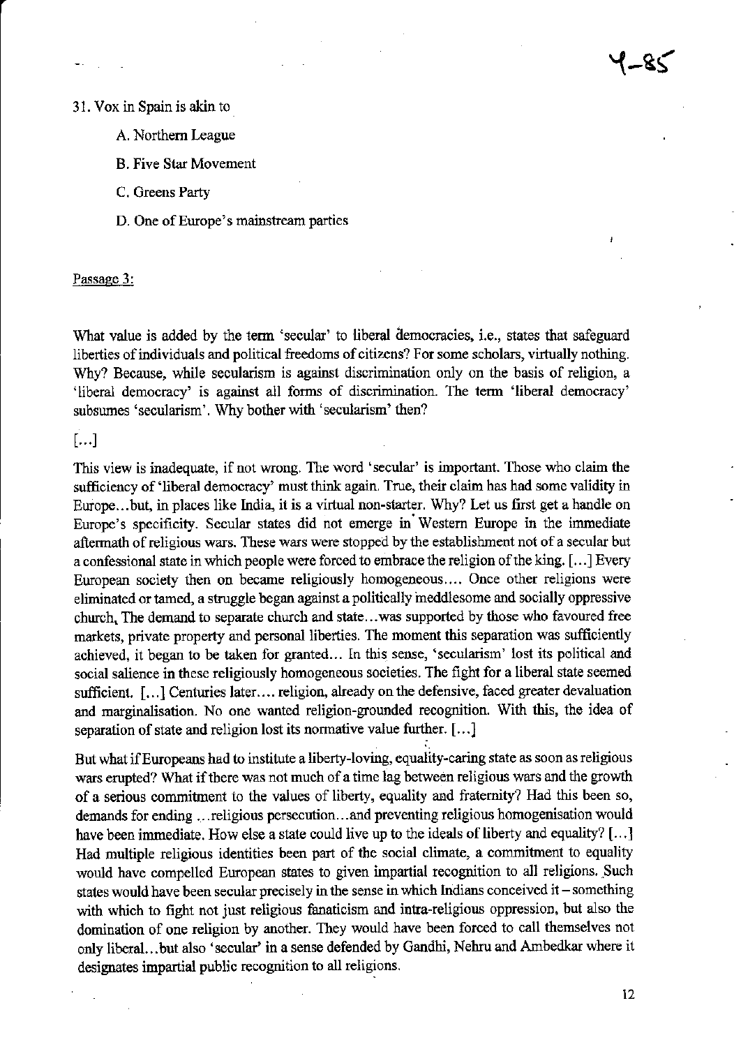31. Vox in Spain is akin to

A. Northern League

B. Five Star Movement

C. Greens Party

D. One of Europe's mainstream parties

Passage 3:

What value is added by the term 'secular' to liberal democracies, i.e., states that safeguard liberties of individuals and political freedoms of citizens? For some scholars, virtually nothing. Why? Because, while secularism is against discrimination only on the basis of religion, a 'liberal democracy' is against all forms of discrimination. The term 'liberal democracy' subsumes 'secularism'. Why bother with 'secularism' then?

[...]

This view is inadequate, if not wrong. The word 'secular' is important. Those who claim the sufficiency of 'liberal democracy' must think again. True, their claim has had some validity in Europe...but, in places like India, it is a virtual non-starter. Why? Let us first get a handle on Europe's specificity. Secular states did not emerge in Western Europe in the immediate aftermath of religious wars. These wars were stopped by the establishment not of a secular but a confessional state in which people were forced to embrace the religion of the king. [...] Every European society then on became religiously homogeneous.... Once other religions were eliminated or tamed, a struggle began against a politically meddlesome and socially oppressive church. The demand to separate church and state...was supported by those who favoured free markets, private property and personal liberties. The moment this separation was sufficiently achieved, it began to be taken for granted... In this sense, 'secularism' lost its political and social salience in these religiously homogeneous societies. The fight for a liberal state seemed sufficient. [...] Centuries later.... religion, already on the defensive, faced greater devaluation and marginalisation. No one wanted religion-grounded recognition. With this, the idea of separation of state and religion lost its normative value further. [...]

But what if Europeans had to institute a liberty-loving, equality-caring state as soon as religious wars erupted? What if there was not much of a time lag between religious wars and the growth of a serious commitment to the values of liberty, equality and fraternity? Had this been so, demands for ending ...religious persecution...and preventing religious homogenisation would have been immediate. How else a state could live up to the ideals of liberty and equality? [...] Had multiple religious identities been part of the social climate, a commitment to equality would have compelled European states to given impartial recognition to all religions. Such states would have been secular precisely in the sense in which Indians conceived it – something with which to fight not just religious fanaticism and intra-religious oppression, but also the domination of one religion by another. They would have been forced to call themselves not only liberal...but also 'secular' in a sense defended by Gandhi, Nehru and Ambedkar where it designates impartial public recognition to all religions.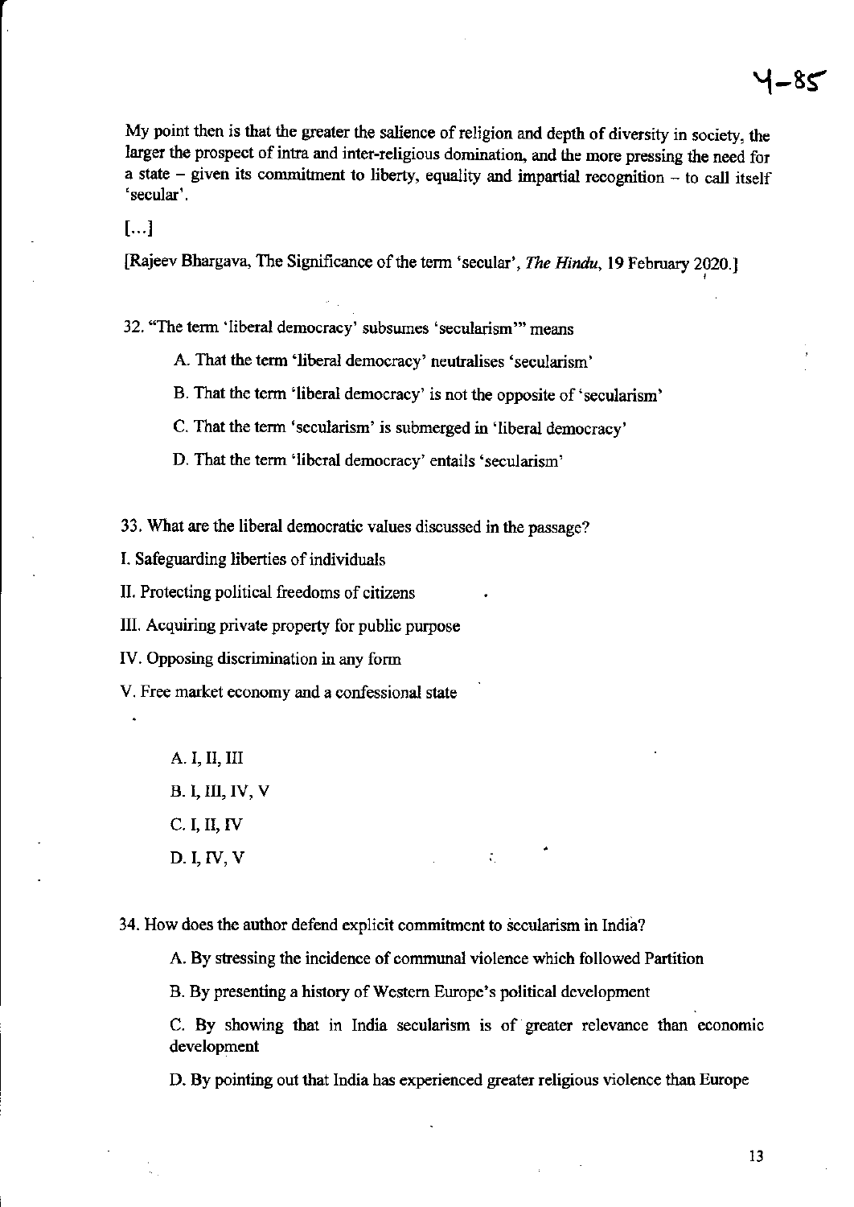My point then is that the greater the salience of religion and depth of diversity in society, the larger the prospect of intra and inter-religious domination, and the more pressing the need for a state – given its commitment to liberty, equality and impartial recognition – to call itself 'secular'.

[...]

[Rajeev Bhargava, The Significance of the term 'secular', *The Hindu*, 19 February 2020.]

32. "The term 'liberal democracy' subsumes 'secularism'" means

A. That the term 'liberal democracy' neutralises 'secularism'

B. That the term 'liberal democracy' is not the opposite of 'secularism'

C. That the term 'secularism' is submerged in 'liberal democracy'

D. That the term 'liberal democracy' entails 'secularism'

33. What are the liberal democratic values discussed in the passage?

I. Safeguarding liberties of individuals

II. Protecting political freedoms of citizens

III. Acquiring private property for public purpose

IV. Opposing discrimination in any form

V. Free market economy and a confessional state

A. I, II, III

B. I, III, IV, V

C. I, II, IV

D. I, IV, V

34. How does the author defend explicit commitment to secularism in India?

A. By stressing the incidence of communal violence which followed Partition

B. By presenting a history of Western Europe's political development

C. By showing that in India secularism is of greater relevance than economic development

D. By pointing out that India has experienced greater religious violence than Europe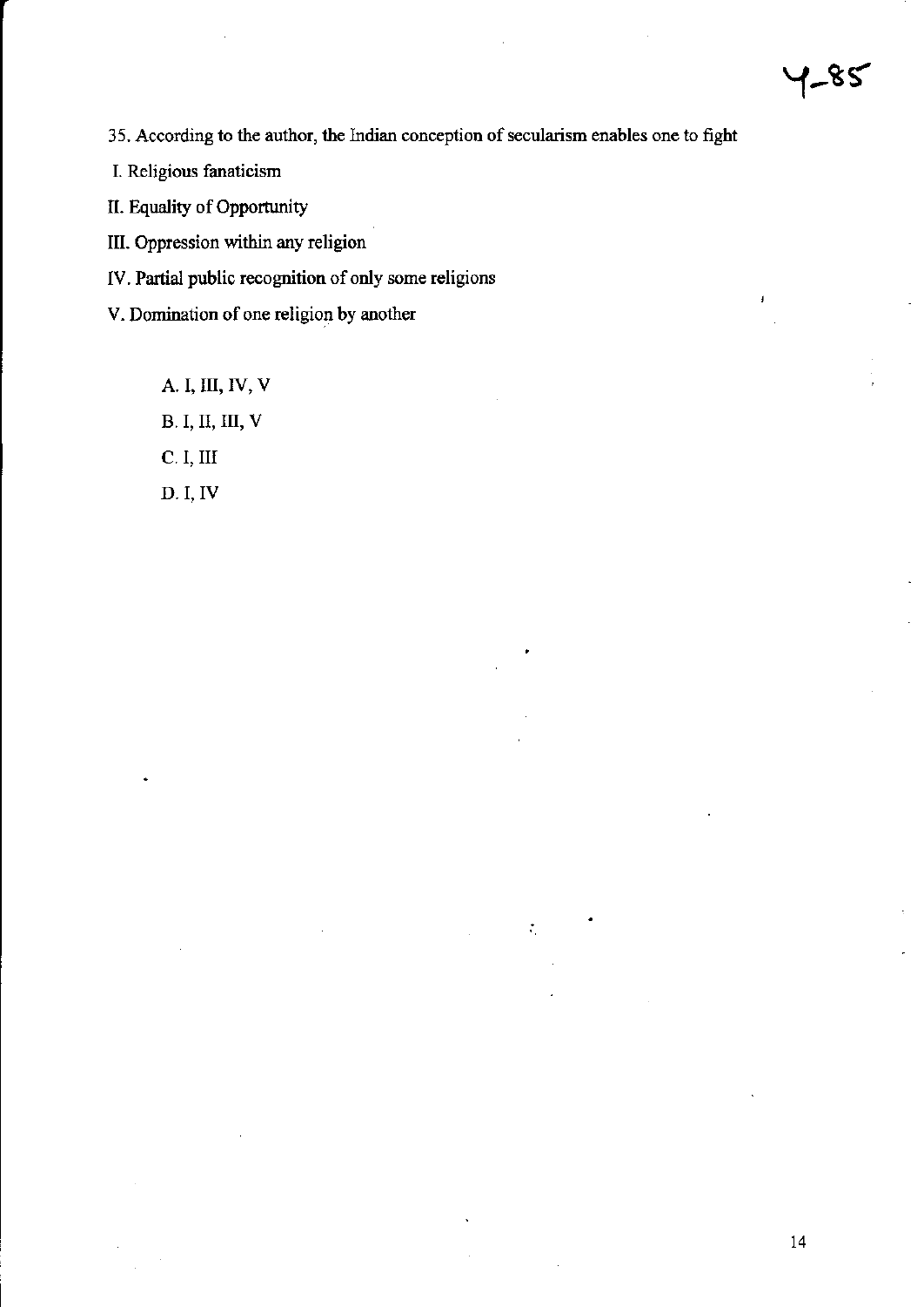35. According to the author, the Indian conception of secularism enables one to fight

I. Religious fanaticism

II. Equality of Opportunity

III. Oppression within any religion

IV. Partial public recognition of only some religions

V. Domination of one religion by another

A. I, III, IV, V

B. I, II, III, V

C. I, III

D. I, IV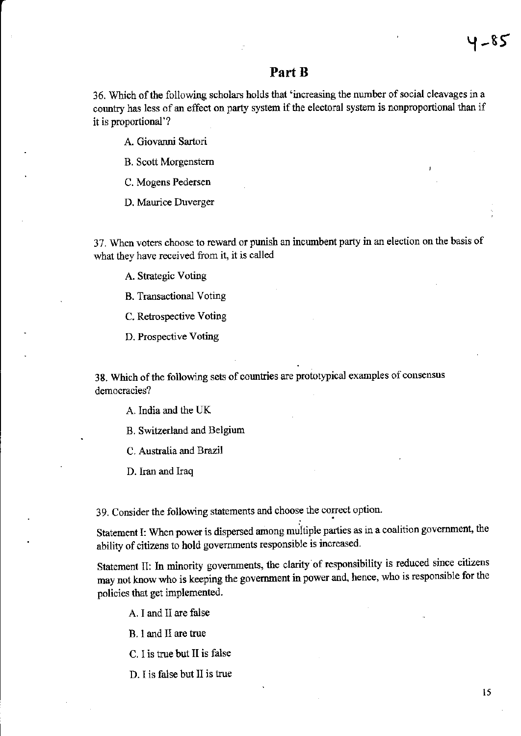## Part B

36. Which of the following scholars holds that 'increasing the number of social cleavages in a country has less of an effect on party system if the electoral system is nonproportional than if it is proportional'?

A. Giovanni Sartori

B. Scott Morgenstern

C. Mogens Pedersen

D. Maurice Duverger

37. When voters choose to reward or punish an incumbent party in an election on the basis of what they have received from it, it is called

A. Strategic Voting

B. Transactional Voting

C. Retrospective Voting

D. Prospective Voting

38. Which of the following sets of countries are prototypical examples of consensus democracies?

A. India and the UK

B. Switzerland and Belgium

C. Australia and Brazil

D. Iran and Iraq

39. Consider the following statements and choose the correct option.

Statement I: When power is dispersed among multiple parties as in a coalition government, the ability of citizens to hold governments responsible is increased.

Statement II: In minority governments, the clarity of responsibility is reduced since citizens may not know who is keeping the government in power and, hence, who is responsible for the policies that get implemented.

A. I and II are false

B. I and II are true

C. I is true but II is false

D. I is false but II is true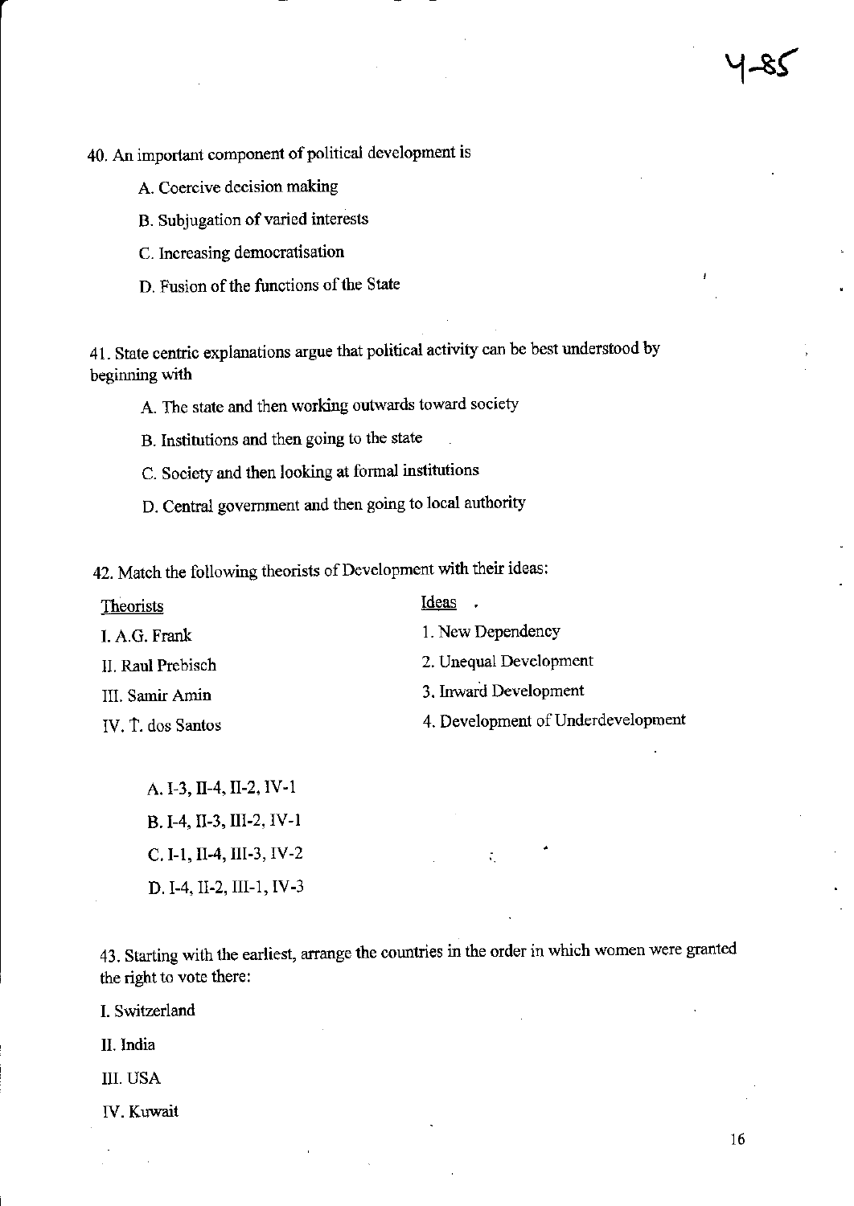40. An important component of political development is

A. Coercive decision making

B. Subjugation of varied interests

C. Increasing democratisation

D. Fusion of the functions of the State

41. State centric explanations argue that political activity can be best understood by beginning with

A. The state and then working outwards toward society

B. Institutions and then going to the state

C. Society and then looking at formal institutions

D. Central government and then going to local authority

42. Match the following theorists of Development with their ideas:

| Theorists | Ideas |
|---|---|
| I. A.G. Frank | 1. New Dependency |
| II. Raul Prebisch | 2. Unequal Development |
| III. Samir Amin | 3. Inward Development |
| IV. T. dos Santos | 4. Development of Underdevelopment |

A. I-3, II-4, II-2, IV-1

B. I-4, II-3, III-2, IV-1

C. I-1, II-4, III-3, IV-2

D. I-4, II-2, III-1, IV-3

43. Starting with the earliest, arrange the countries in the order in which women were granted the right to vote there:

I. Switzerland

II. India

III. USA

IV. Kuwait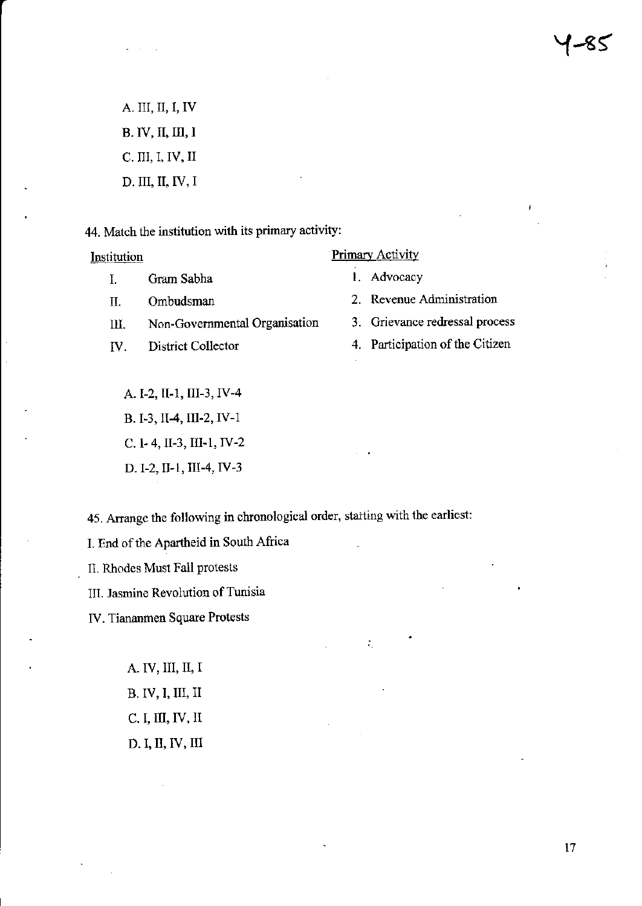A. III, II, I, IV

B. IV, II, III, I

C. III, I, IV, II

D. III, II, IV, I

44. Match the institution with its primary activity:

| Institution | | Primary Activity |
|---|---|---|
| I. | Gram Sabha | 1. Advocacy |
| II. | Ombudsman | 2. Revenue Administration |
| III. | Non-Governmental Organisation | 3. Grievance redressal process |
| IV. | District Collector | 4. Participation of the Citizen |

A. I-2, II-1, III-3, IV-4

B. I-3, II-4, III-2, IV-1

C. I- 4, II-3, III-1, IV-2

D. I-2, II-1, III-4, IV-3

45. Arrange the following in chronological order, starting with the earliest:

I. End of the Apartheid in South Africa

II. Rhodes Must Fall protests

III. Jasmine Revolution of Tunisia

IV. Tiananmen Square Protests

A. IV, III, II, I

B. IV, I, III, II

C. I, III, IV, II

D. I, II, IV, III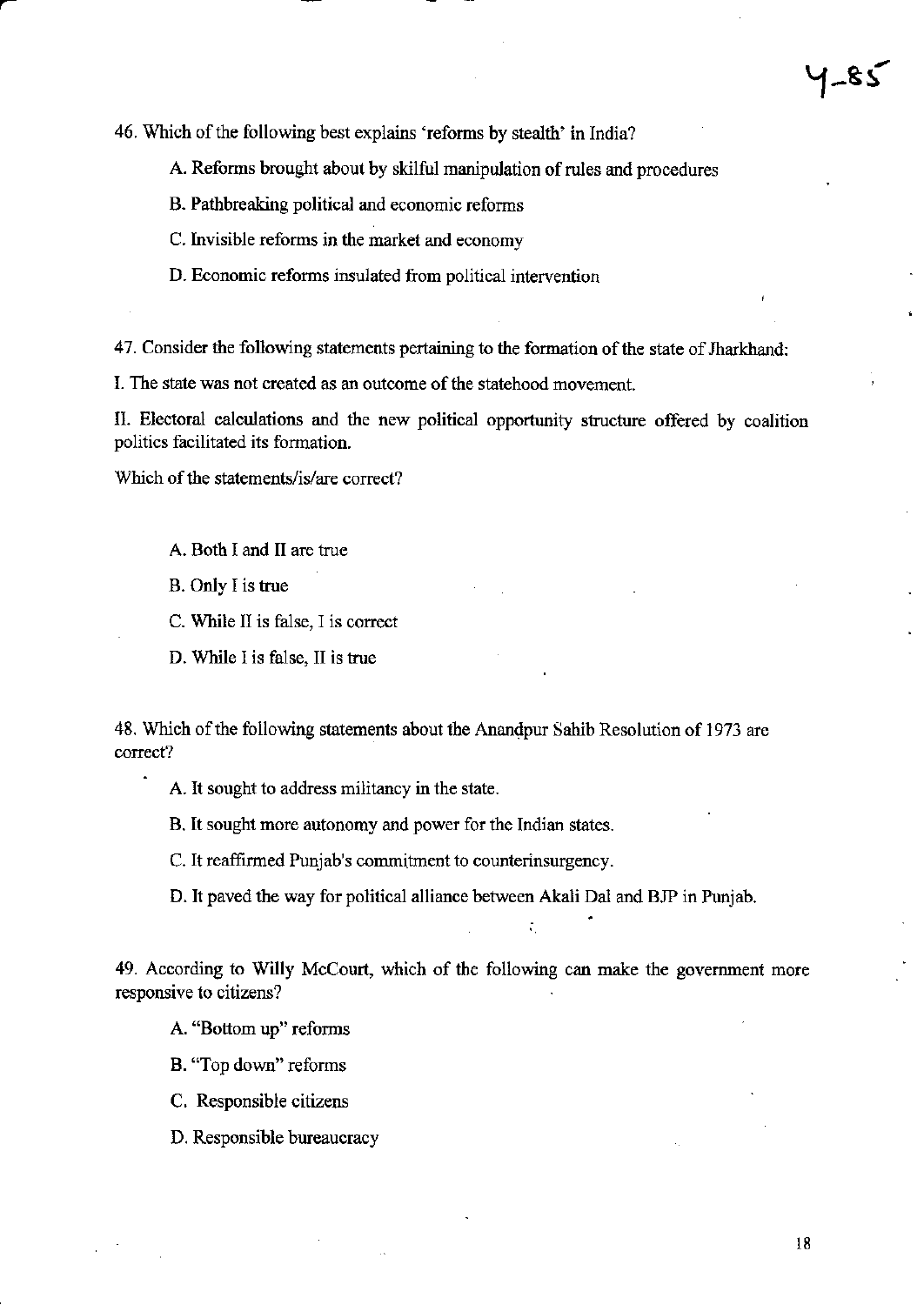46. Which of the following best explains 'reforms by stealth' in India?

A. Reforms brought about by skilful manipulation of rules and procedures

B. Pathbreaking political and economic reforms

C. Invisible reforms in the market and economy

D. Economic reforms insulated from political intervention

47. Consider the following statements pertaining to the formation of the state of Jharkhand:

I. The state was not created as an outcome of the statehood movement.

II. Electoral calculations and the new political opportunity structure offered by coalition politics facilitated its formation.

Which of the statements/is/are correct?

A. Both I and II are true

B. Only I is true

C. While II is false, I is correct

D. While I is false, II is true

48. Which of the following statements about the Anandpur Sahib Resolution of 1973 are correct?

A. It sought to address militancy in the state.

B. It sought more autonomy and power for the Indian states.

C. It reaffirmed Punjab's commitment to counterinsurgency.

D. It paved the way for political alliance between Akali Dal and BJP in Punjab.

49. According to Willy McCourt, which of the following can make the government more responsive to citizens?

A. "Bottom up" reforms

B. "Top down" reforms

C. Responsible citizens

D. Responsible bureaucracy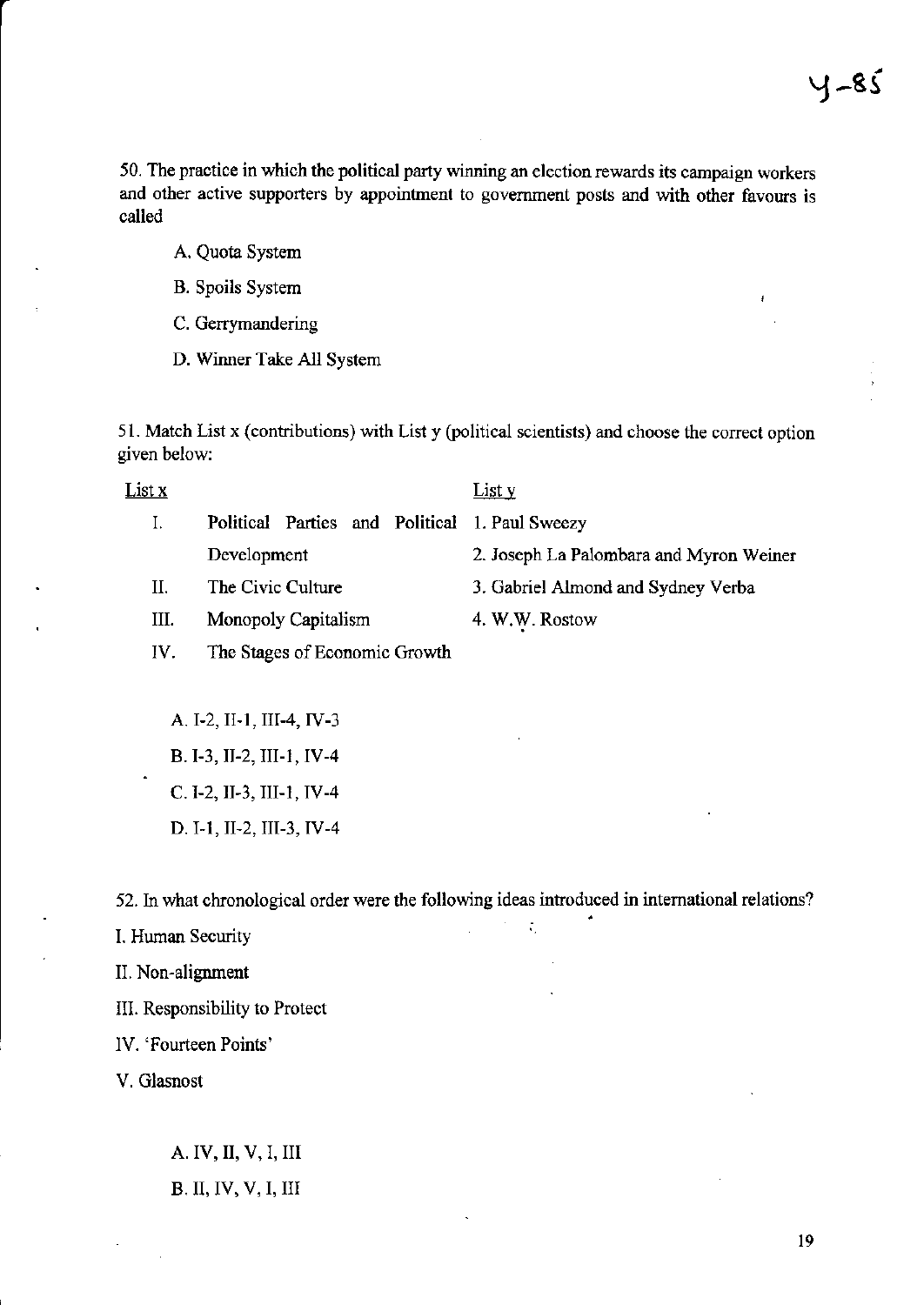50. The practice in which the political party winning an election rewards its campaign workers and other active supporters by appointment to government posts and with other favours is called

A. Quota System

B. Spoils System

C. Gerrymandering

D. Winner Take All System

51. Match List x (contributions) with List y (political scientists) and choose the correct option given below:

| List x | | List y |
|---|---|---|
| I. | Political Parties and Political Development | 1. Paul Sweezy |
| | | 2. Joseph La Palombara and Myron Weiner |
| II. | The Civic Culture | 3. Gabriel Almond and Sydney Verba |
| III. | Monopoly Capitalism | 4. W.W. Rostow |
| IV. | The Stages of Economic Growth | |

A. I-2, II-1, III-4, IV-3

B. I-3, II-2, III-1, IV-4

C. I-2, II-3, III-1, IV-4

D. I-1, II-2, III-3, IV-4

52. In what chronological order were the following ideas introduced in international relations?

I. Human Security

II. Non-alignment

III. Responsibility to Protect

IV. 'Fourteen Points'

V. Glasnost

A. IV, II, V, I, III

B. II, IV, V, I, III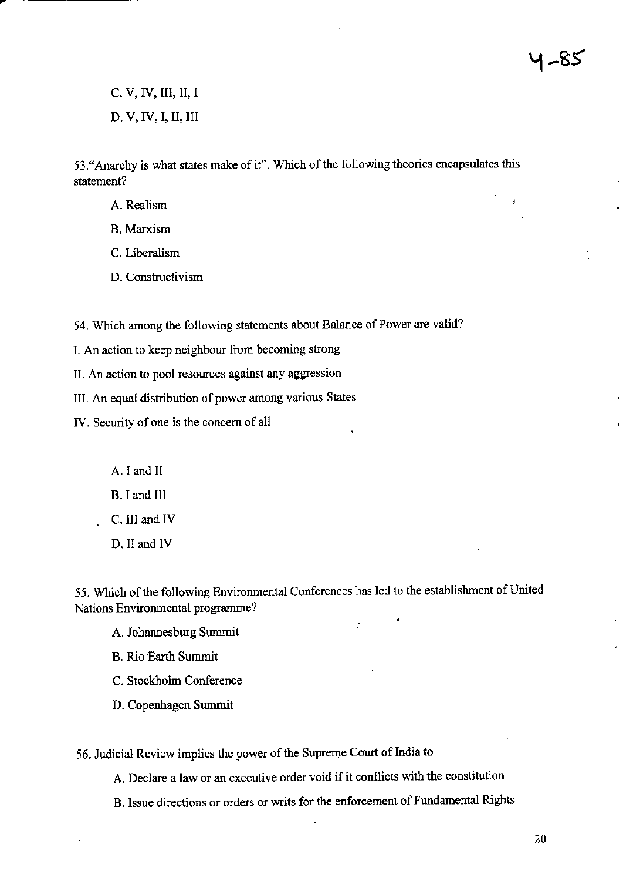C. V, IV, III, II, I

D. V, IV, I, II, III

53."Anarchy is what states make of it". Which of the following theories encapsulates this statement?

A. Realism

B. Marxism

C. Liberalism

D. Constructivism

54. Which among the following statements about Balance of Power are valid?

I. An action to keep neighbour from becoming strong

II. An action to pool resources against any aggression

III. An equal distribution of power among various States

IV. Security of one is the concern of all

A. I and II

B. I and III

C. III and IV

D. II and IV

55. Which of the following Environmental Conferences has led to the establishment of United Nations Environmental programme?

A. Johannesburg Summit

B. Rio Earth Summit

C. Stockholm Conference

D. Copenhagen Summit

56. Judicial Review implies the power of the Supreme Court of India to

A. Declare a law or an executive order void if it conflicts with the constitution

B. Issue directions or orders or writs for the enforcement of Fundamental Rights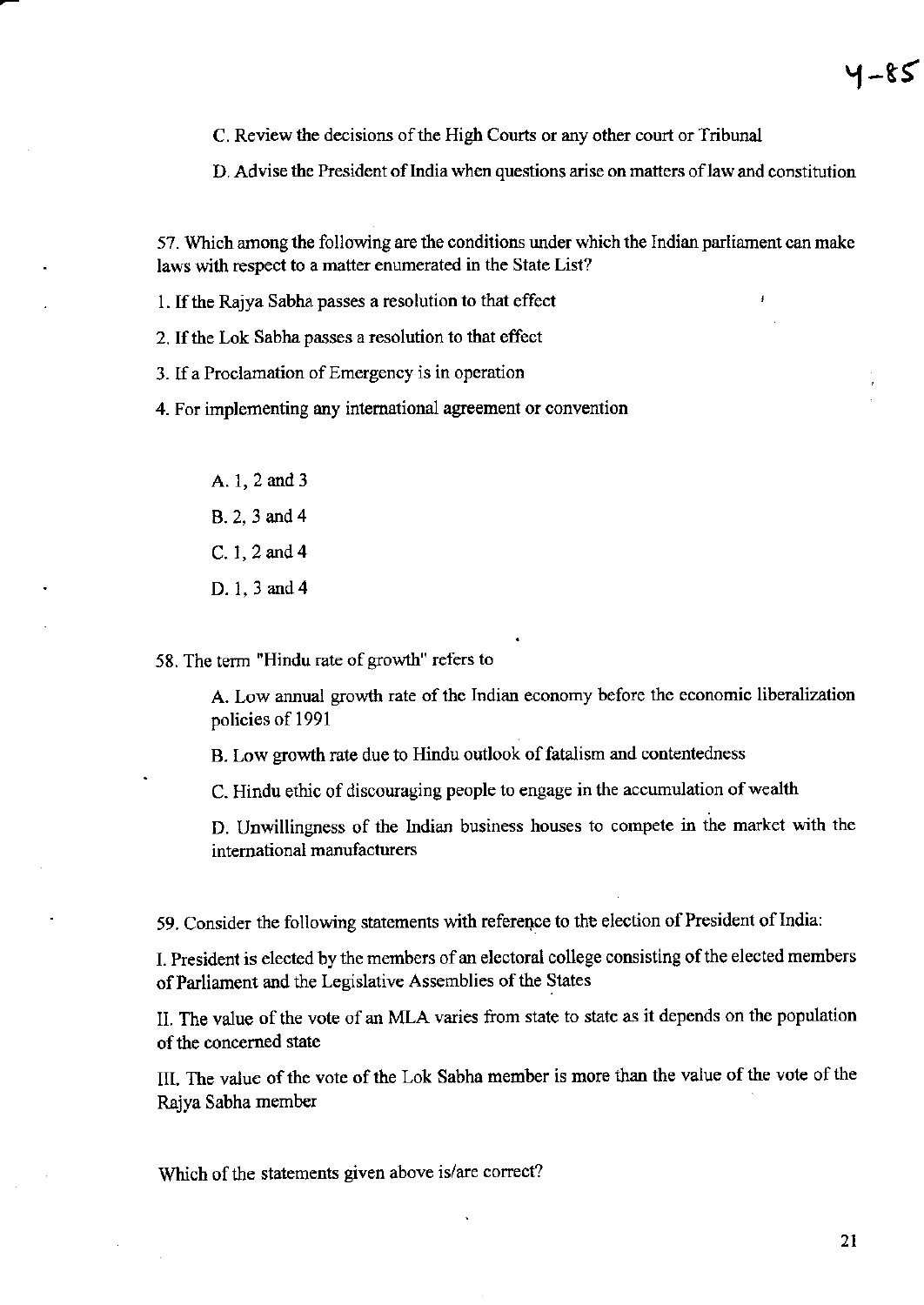C. Review the decisions of the High Courts or any other court or Tribunal

D. Advise the President of India when questions arise on matters of law and constitution

57. Which among the following are the conditions under which the Indian parliament can make laws with respect to a matter enumerated in the State List?

1. If the Rajya Sabha passes a resolution to that effect

2. If the Lok Sabha passes a resolution to that effect

3. If a Proclamation of Emergency is in operation

4. For implementing any international agreement or convention

A. 1, 2 and 3

B. 2, 3 and 4

C. 1, 2 and 4

D. 1, 3 and 4

58. The term "Hindu rate of growth" refers to

A. Low annual growth rate of the Indian economy before the economic liberalization policies of 1991

B. Low growth rate due to Hindu outlook of fatalism and contentedness

C. Hindu ethic of discouraging people to engage in the accumulation of wealth

D. Unwillingness of the Indian business houses to compete in the market with the international manufacturers

59. Consider the following statements with reference to the election of President of India:

I. President is elected by the members of an electoral college consisting of the elected members of Parliament and the Legislative Assemblies of the States

II. The value of the vote of an MLA varies from state to state as it depends on the population of the concerned state

III. The value of the vote of the Lok Sabha member is more than the value of the vote of the Rajya Sabha member

Which of the statements given above is/are correct?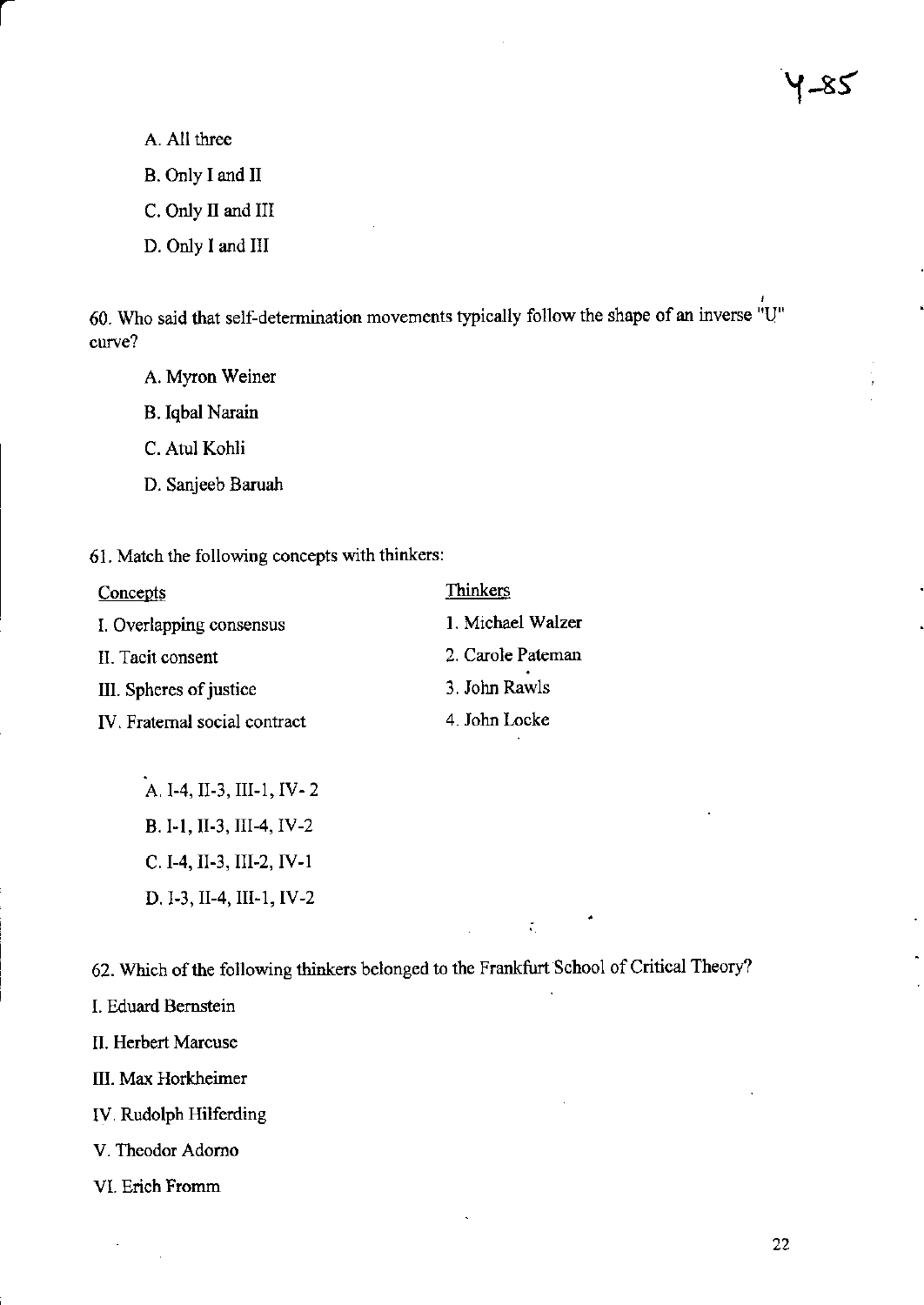A. All three

B. Only I and II

C. Only II and III

D. Only I and III

60. Who said that self-determination movements typically follow the shape of an inverse "U" curve?

A. Myron Weiner

B. Iqbal Narain

C. Atul Kohli

D. Sanjeeb Baruah

61. Match the following concepts with thinkers:

| Concepts | Thinkers |
|---|---|
| I. Overlapping consensus | 1. Michael Walzer |
| II. Tacit consent | 2. Carole Pateman |
| III. Spheres of justice | 3. John Rawls |
| IV. Fraternal social contract | 4. John Locke |

A. I-4, II-3, III-1, IV- 2

B. I-1, II-3, III-4, IV-2

C. I-4, II-3, III-2, IV-1

D. I-3, II-4, III-1, IV-2

62. Which of the following thinkers belonged to the Frankfurt School of Critical Theory?

I. Eduard Bernstein

II. Herbert Marcuse

III. Max Horkheimer

IV. Rudolph Hilferding

V. Theodor Adorno

VI. Erich Fromm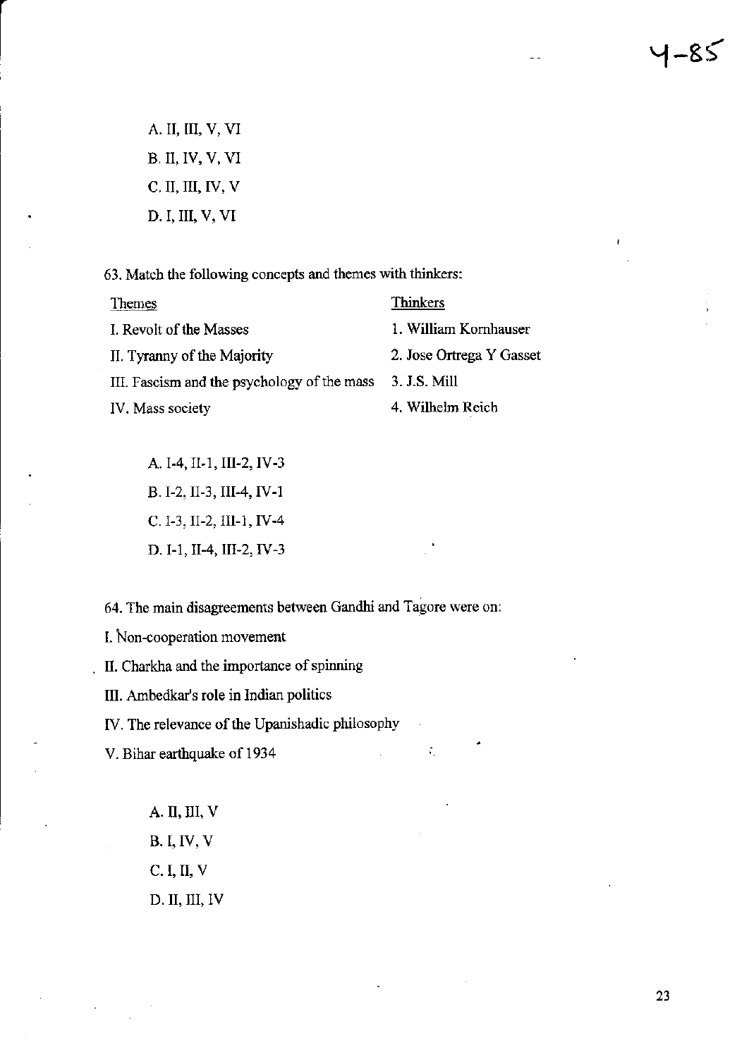A. II, III, V, VI

B. II, IV, V, VI

C. II, III, IV, V

D. I, III, V, VI

63. Match the following concepts and themes with thinkers:

| Themes | Thinkers |
|---|---|
| I. Revolt of the Masses | 1. William Kornhauser |
| II. Tyranny of the Majority | 2. Jose Ortrega Y Gasset |
| III. Fascism and the psychology of the mass | 3. J.S. Mill |
| IV. Mass society | 4. Wilhelm Reich |

A. I-4, II-1, III-2, IV-3

B. I-2, II-3, III-4, IV-1

C. I-3, II-2, III-1, IV-4

D. I-1, II-4, III-2, IV-3

64. The main disagreements between Gandhi and Tagore were on:

I. Non-cooperation movement

II. Charkha and the importance of spinning

III. Ambedkar's role in Indian politics

IV. The relevance of the Upanishadic philosophy

V. Bihar earthquake of 1934

A. II, III, V

B. I, IV, V

C. I, II, V

D. II, III, IV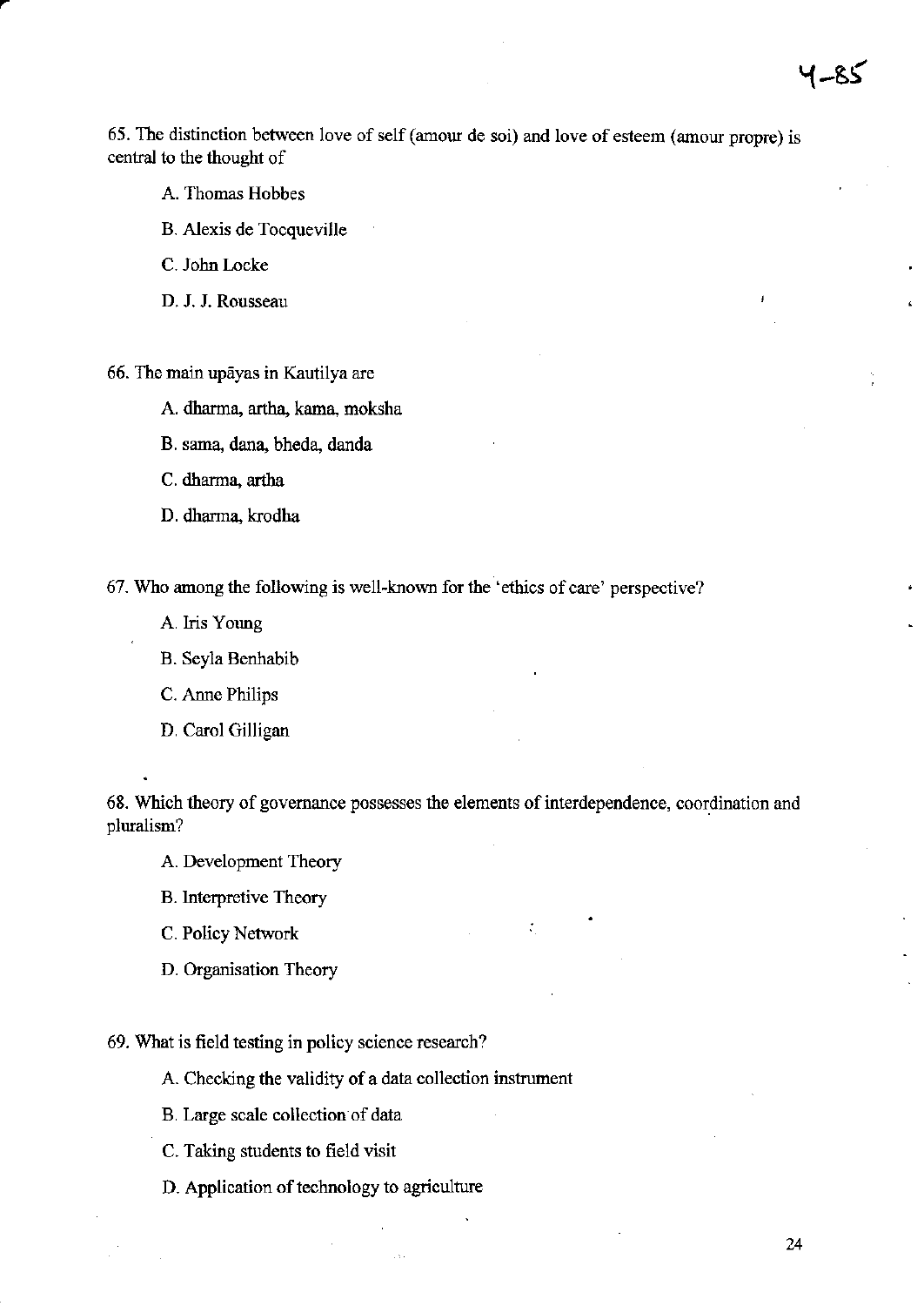65. The distinction between love of self (amour de soi) and love of esteem (amour propre) is central to the thought of

A. Thomas Hobbes

B. Alexis de Tocqueville

C. John Locke

D. J. J. Rousseau

66. The main upāyas in Kautilya are

A. dharma, artha, kama, moksha

B. sama, dana, bheda, danda

C. dharma, artha

D. dharma, krodha

67. Who among the following is well-known for the 'ethics of care' perspective?

A. Iris Young

B. Seyla Benhabib

C. Anne Philips

D. Carol Gilligan

68. Which theory of governance possesses the elements of interdependence, coordination and pluralism?

A. Development Theory

B. Interpretive Theory

C. Policy Network

D. Organisation Theory

69. What is field testing in policy science research?

A. Checking the validity of a data collection instrument

B. Large scale collection of data

C. Taking students to field visit

D. Application of technology to agriculture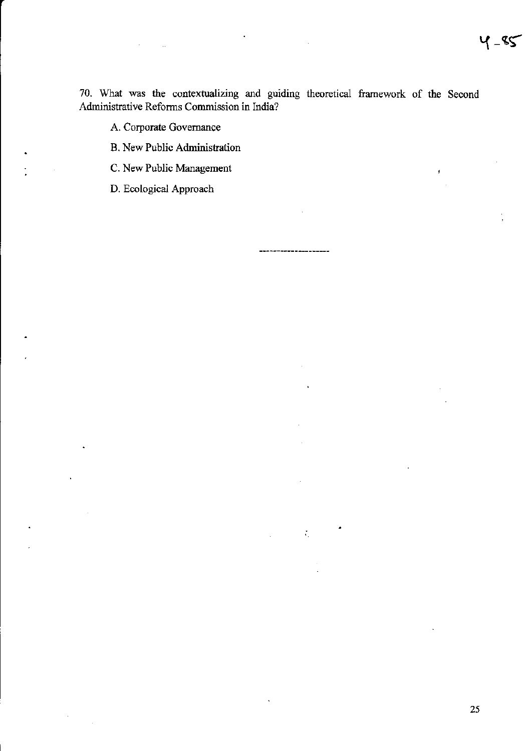70. What was the contextualizing and guiding theoretical framework of the Second Administrative Reforms Commission in India?

A. Corporate Governance

B. New Public Administration

C. New Public Management

D. Ecological Approach

--------------------